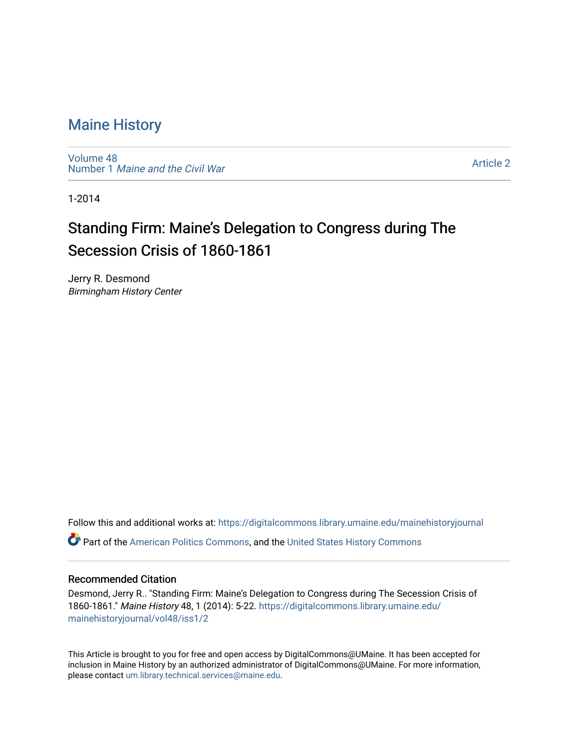# Maine History

Volume 48
Number 1 *Maine and the Civil War*

Article 2

1-2014

## Standing Firm: Maine's Delegation to Congress during The Secession Crisis of 1860-1861

Jerry R. Desmond
*Birmingham History Center*

Follow this and additional works at: https://digitalcommons.library.umaine.edu/mainehistoryjournal

Part of the American Politics Commons, and the United States History Commons

### Recommended Citation

Desmond, Jerry R.. "Standing Firm: Maine's Delegation to Congress during The Secession Crisis of 1860-1861." *Maine History* 48, 1 (2014): 5-22. https://digitalcommons.library.umaine.edu/mainehistoryjournal/vol48/iss1/2

This Article is brought to you for free and open access by DigitalCommons@UMaine. It has been accepted for inclusion in Maine History by an authorized administrator of DigitalCommons@UMaine. For more information, please contact um.library.technical.services@maine.edu.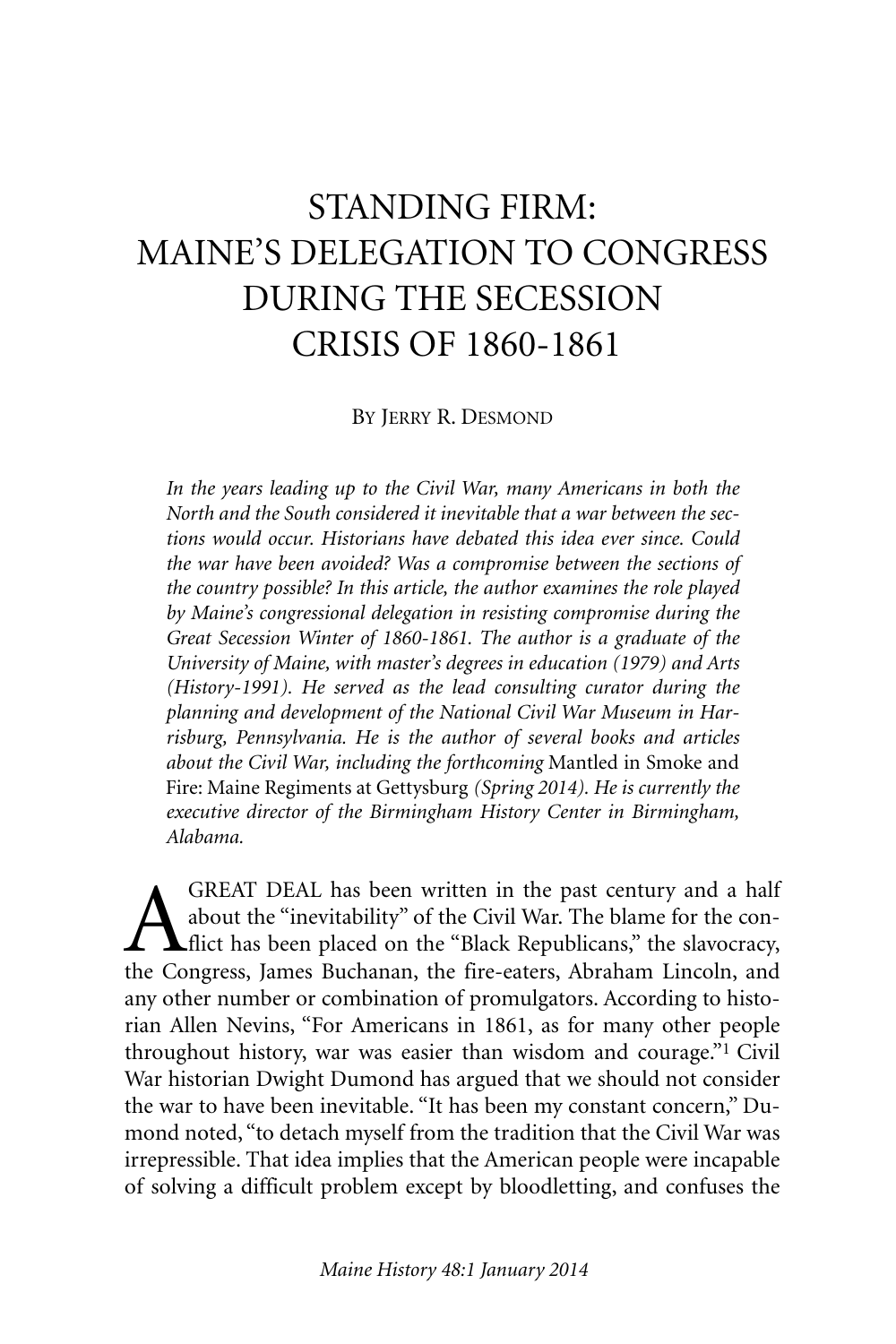# STANDING FIRM: MAINE'S DELEGATION TO CONGRESS DURING THE SECESSION CRISIS OF 1860-1861

BY JERRY R. DESMOND

*In the years leading up to the Civil War, many Americans in both the North and the South considered it inevitable that a war between the sections would occur. Historians have debated this idea ever since. Could the war have been avoided? Was a compromise between the sections of the country possible? In this article, the author examines the role played by Maine's congressional delegation in resisting compromise during the Great Secession Winter of 1860-1861. The author is a graduate of the University of Maine, with master's degrees in education (1979) and Arts (History-1991). He served as the lead consulting curator during the planning and development of the National Civil War Museum in Harrisburg, Pennsylvania. He is the author of several books and articles about the Civil War, including the forthcoming* Mantled in Smoke and Fire: Maine Regiments at Gettysburg *(Spring 2014). He is currently the executive director of the Birmingham History Center in Birmingham, Alabama.*

A GREAT DEAL has been written in the past century and a half about the "inevitability" of the Civil War. The blame for the conflict has been placed on the "Black Republicans," the slavocracy, the Congress, James Buchanan, the fire-eaters, Abraham Lincoln, and any other number or combination of promulgators. According to historian Allen Nevins, "For Americans in 1861, as for many other people throughout history, war was easier than wisdom and courage."[1] Civil War historian Dwight Dumond has argued that we should not consider the war to have been inevitable. "It has been my constant concern," Dumond noted, "to detach myself from the tradition that the Civil War was irrepressible. That idea implies that the American people were incapable of solving a difficult problem except by bloodletting, and confuses the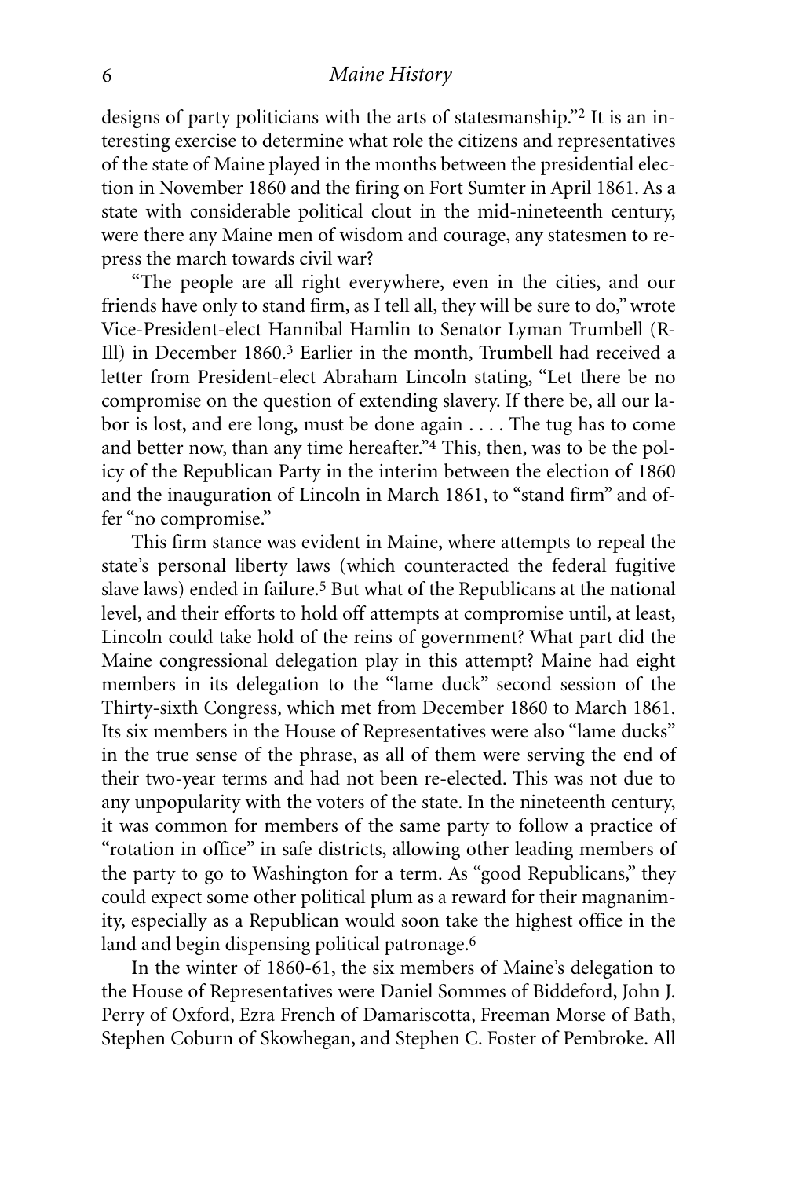designs of party politicians with the arts of statesmanship."[2] It is an interesting exercise to determine what role the citizens and representatives of the state of Maine played in the months between the presidential election in November 1860 and the firing on Fort Sumter in April 1861. As a state with considerable political clout in the mid-nineteenth century, were there any Maine men of wisdom and courage, any statesmen to repress the march towards civil war?

"The people are all right everywhere, even in the cities, and our friends have only to stand firm, as I tell all, they will be sure to do," wrote Vice-President-elect Hannibal Hamlin to Senator Lyman Trumbell (R-Ill) in December 1860.[3] Earlier in the month, Trumbell had received a letter from President-elect Abraham Lincoln stating, "Let there be no compromise on the question of extending slavery. If there be, all our labor is lost, and ere long, must be done again . . . . The tug has to come and better now, than any time hereafter."[4] This, then, was to be the policy of the Republican Party in the interim between the election of 1860 and the inauguration of Lincoln in March 1861, to "stand firm" and offer "no compromise."

This firm stance was evident in Maine, where attempts to repeal the state's personal liberty laws (which counteracted the federal fugitive slave laws) ended in failure.[5] But what of the Republicans at the national level, and their efforts to hold off attempts at compromise until, at least, Lincoln could take hold of the reins of government? What part did the Maine congressional delegation play in this attempt? Maine had eight members in its delegation to the "lame duck" second session of the Thirty-sixth Congress, which met from December 1860 to March 1861. Its six members in the House of Representatives were also "lame ducks" in the true sense of the phrase, as all of them were serving the end of their two-year terms and had not been re-elected. This was not due to any unpopularity with the voters of the state. In the nineteenth century, it was common for members of the same party to follow a practice of "rotation in office" in safe districts, allowing other leading members of the party to go to Washington for a term. As "good Republicans," they could expect some other political plum as a reward for their magnanimity, especially as a Republican would soon take the highest office in the land and begin dispensing political patronage.[6]

In the winter of 1860-61, the six members of Maine's delegation to the House of Representatives were Daniel Sommes of Biddeford, John J. Perry of Oxford, Ezra French of Damariscotta, Freeman Morse of Bath, Stephen Coburn of Skowhegan, and Stephen C. Foster of Pembroke. All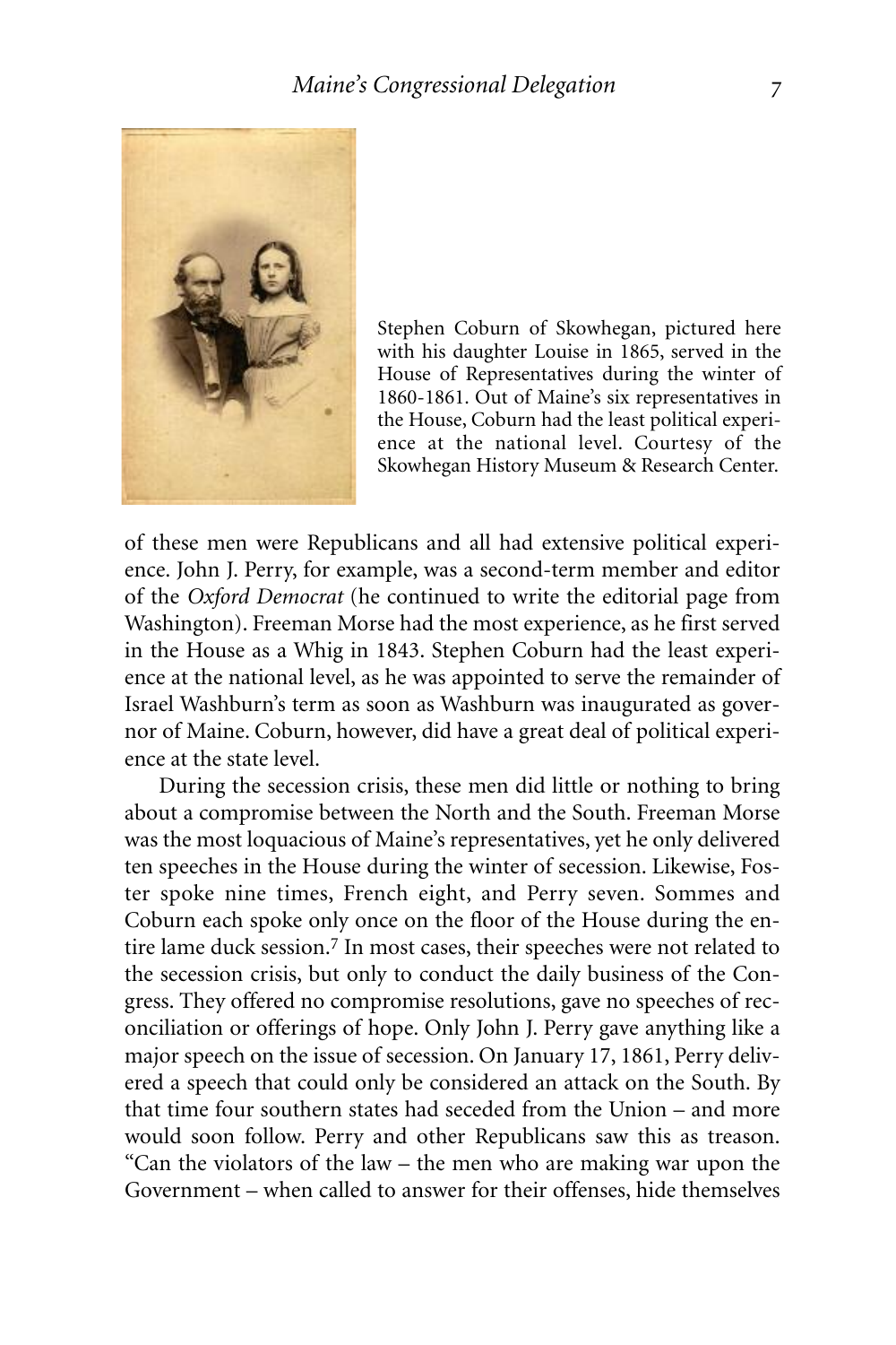Stephen Coburn of Skowhegan, pictured here with his daughter Louise in 1865, served in the House of Representatives during the winter of 1860-1861. Out of Maine's six representatives in the House, Coburn had the least political experience at the national level. Courtesy of the Skowhegan History Museum & Research Center.

of these men were Republicans and all had extensive political experience. John J. Perry, for example, was a second-term member and editor of the *Oxford Democrat* (he continued to write the editorial page from Washington). Freeman Morse had the most experience, as he first served in the House as a Whig in 1843. Stephen Coburn had the least experience at the national level, as he was appointed to serve the remainder of Israel Washburn's term as soon as Washburn was inaugurated as governor of Maine. Coburn, however, did have a great deal of political experience at the state level.

During the secession crisis, these men did little or nothing to bring about a compromise between the North and the South. Freeman Morse was the most loquacious of Maine's representatives, yet he only delivered ten speeches in the House during the winter of secession. Likewise, Foster spoke nine times, French eight, and Perry seven. Sommes and Coburn each spoke only once on the floor of the House during the entire lame duck session.[7] In most cases, their speeches were not related to the secession crisis, but only to conduct the daily business of the Congress. They offered no compromise resolutions, gave no speeches of reconciliation or offerings of hope. Only John J. Perry gave anything like a major speech on the issue of secession. On January 17, 1861, Perry delivered a speech that could only be considered an attack on the South. By that time four southern states had seceded from the Union – and more would soon follow. Perry and other Republicans saw this as treason. "Can the violators of the law – the men who are making war upon the Government – when called to answer for their offenses, hide themselves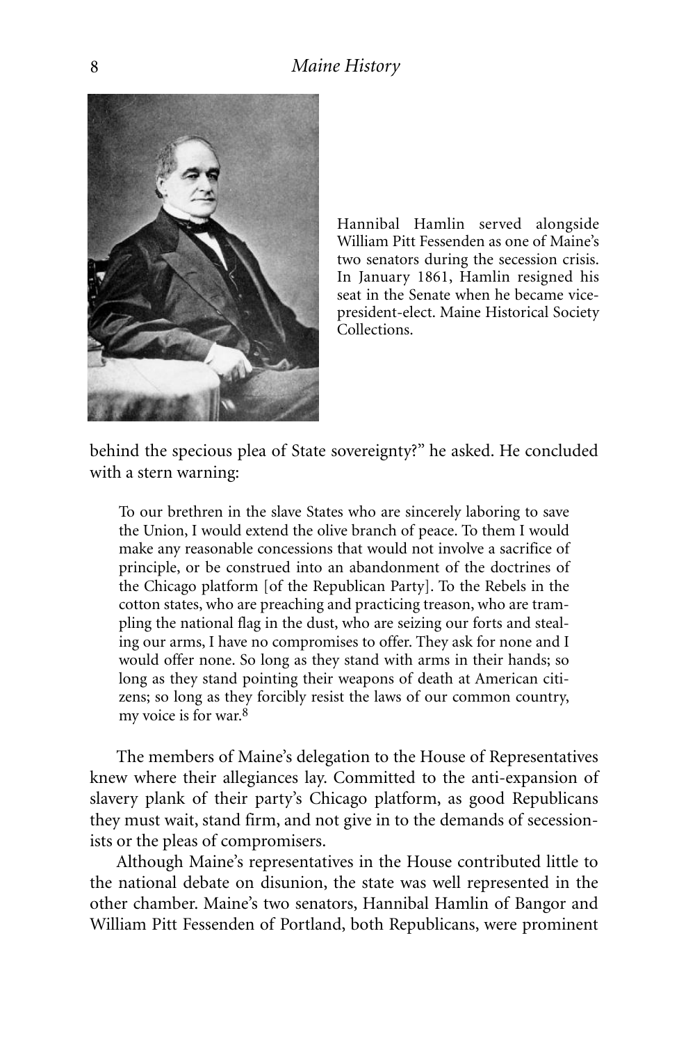Hannibal Hamlin served alongside William Pitt Fessenden as one of Maine's two senators during the secession crisis. In January 1861, Hamlin resigned his seat in the Senate when he became vice-president-elect. Maine Historical Society Collections.

behind the specious plea of State sovereignty?" he asked. He concluded with a stern warning:

> To our brethren in the slave States who are sincerely laboring to save the Union, I would extend the olive branch of peace. To them I would make any reasonable concessions that would not involve a sacrifice of principle, or be construed into an abandonment of the doctrines of the Chicago platform [of the Republican Party]. To the Rebels in the cotton states, who are preaching and practicing treason, who are trampling the national flag in the dust, who are seizing our forts and stealing our arms, I have no compromises to offer. They ask for none and I would offer none. So long as they stand with arms in their hands; so long as they stand pointing their weapons of death at American citizens; so long as they forcibly resist the laws of our common country, my voice is for war.[8]

The members of Maine's delegation to the House of Representatives knew where their allegiances lay. Committed to the anti-expansion of slavery plank of their party's Chicago platform, as good Republicans they must wait, stand firm, and not give in to the demands of secessionists or the pleas of compromisers.

Although Maine's representatives in the House contributed little to the national debate on disunion, the state was well represented in the other chamber. Maine's two senators, Hannibal Hamlin of Bangor and William Pitt Fessenden of Portland, both Republicans, were prominent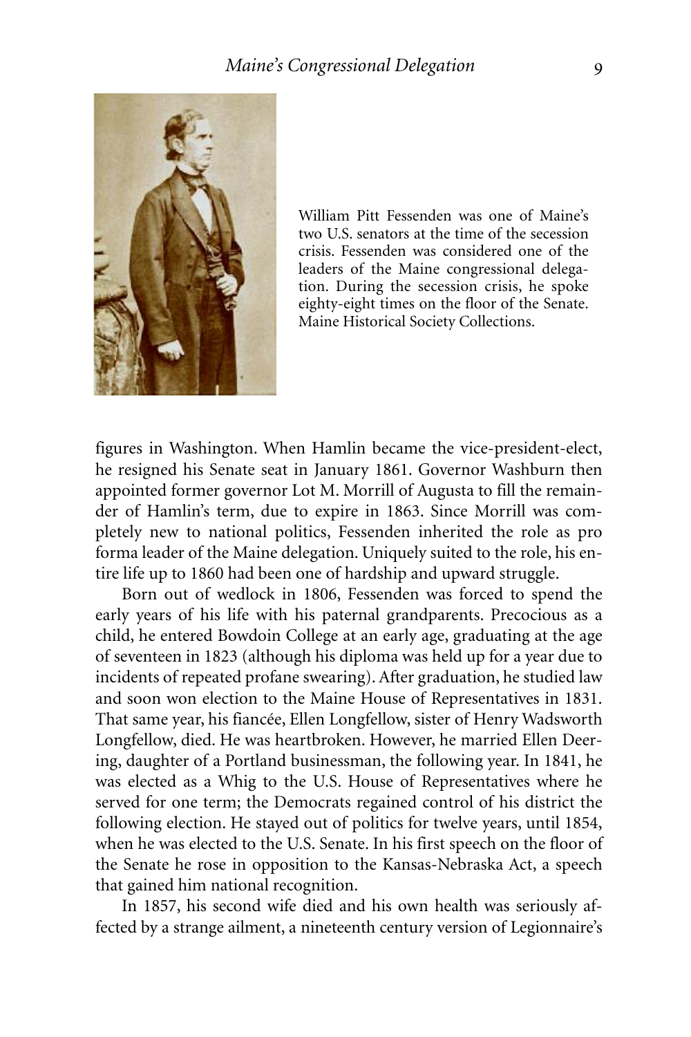William Pitt Fessenden was one of Maine's two U.S. senators at the time of the secession crisis. Fessenden was considered one of the leaders of the Maine congressional delegation. During the secession crisis, he spoke eighty-eight times on the floor of the Senate. Maine Historical Society Collections.

figures in Washington. When Hamlin became the vice-president-elect, he resigned his Senate seat in January 1861. Governor Washburn then appointed former governor Lot M. Morrill of Augusta to fill the remainder of Hamlin's term, due to expire in 1863. Since Morrill was completely new to national politics, Fessenden inherited the role as pro forma leader of the Maine delegation. Uniquely suited to the role, his entire life up to 1860 had been one of hardship and upward struggle.

Born out of wedlock in 1806, Fessenden was forced to spend the early years of his life with his paternal grandparents. Precocious as a child, he entered Bowdoin College at an early age, graduating at the age of seventeen in 1823 (although his diploma was held up for a year due to incidents of repeated profane swearing). After graduation, he studied law and soon won election to the Maine House of Representatives in 1831. That same year, his fiancée, Ellen Longfellow, sister of Henry Wadsworth Longfellow, died. He was heartbroken. However, he married Ellen Deering, daughter of a Portland businessman, the following year. In 1841, he was elected as a Whig to the U.S. House of Representatives where he served for one term; the Democrats regained control of his district the following election. He stayed out of politics for twelve years, until 1854, when he was elected to the U.S. Senate. In his first speech on the floor of the Senate he rose in opposition to the Kansas-Nebraska Act, a speech that gained him national recognition.

In 1857, his second wife died and his own health was seriously affected by a strange ailment, a nineteenth century version of Legionnaire's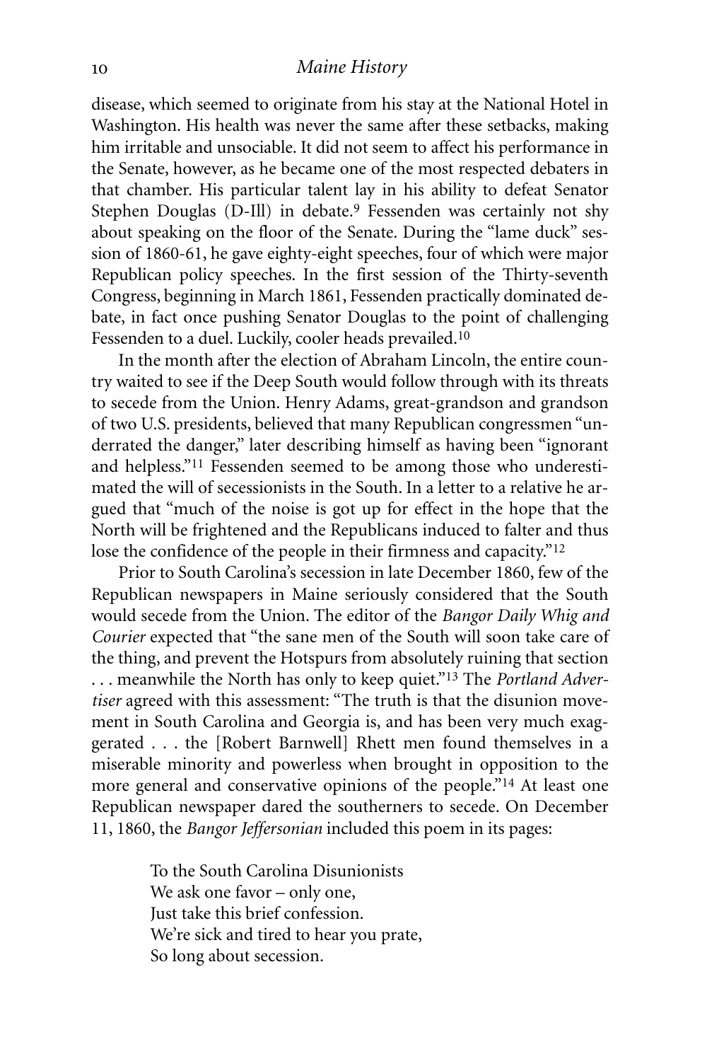disease, which seemed to originate from his stay at the National Hotel in Washington. His health was never the same after these setbacks, making him irritable and unsociable. It did not seem to affect his performance in the Senate, however, as he became one of the most respected debaters in that chamber. His particular talent lay in his ability to defeat Senator Stephen Douglas (D-Ill) in debate.[9] Fessenden was certainly not shy about speaking on the floor of the Senate. During the "lame duck" session of 1860-61, he gave eighty-eight speeches, four of which were major Republican policy speeches. In the first session of the Thirty-seventh Congress, beginning in March 1861, Fessenden practically dominated debate, in fact once pushing Senator Douglas to the point of challenging Fessenden to a duel. Luckily, cooler heads prevailed.[10]

In the month after the election of Abraham Lincoln, the entire country waited to see if the Deep South would follow through with its threats to secede from the Union. Henry Adams, great-grandson and grandson of two U.S. presidents, believed that many Republican congressmen "underrated the danger," later describing himself as having been "ignorant and helpless."[11] Fessenden seemed to be among those who underestimated the will of secessionists in the South. In a letter to a relative he argued that "much of the noise is got up for effect in the hope that the North will be frightened and the Republicans induced to falter and thus lose the confidence of the people in their firmness and capacity."[12]

Prior to South Carolina's secession in late December 1860, few of the Republican newspapers in Maine seriously considered that the South would secede from the Union. The editor of the *Bangor Daily Whig and Courier* expected that "the sane men of the South will soon take care of the thing, and prevent the Hotspurs from absolutely ruining that section . . . meanwhile the North has only to keep quiet."[13] The *Portland Advertiser* agreed with this assessment: "The truth is that the disunion movement in South Carolina and Georgia is, and has been very much exaggerated . . . the [Robert Barnwell] Rhett men found themselves in a miserable minority and powerless when brought in opposition to the more general and conservative opinions of the people."[14] At least one Republican newspaper dared the southerners to secede. On December 11, 1860, the *Bangor Jeffersonian* included this poem in its pages:

> To the South Carolina Disunionists
> We ask one favor – only one,
> Just take this brief confession.
> We're sick and tired to hear you prate,
> So long about secession.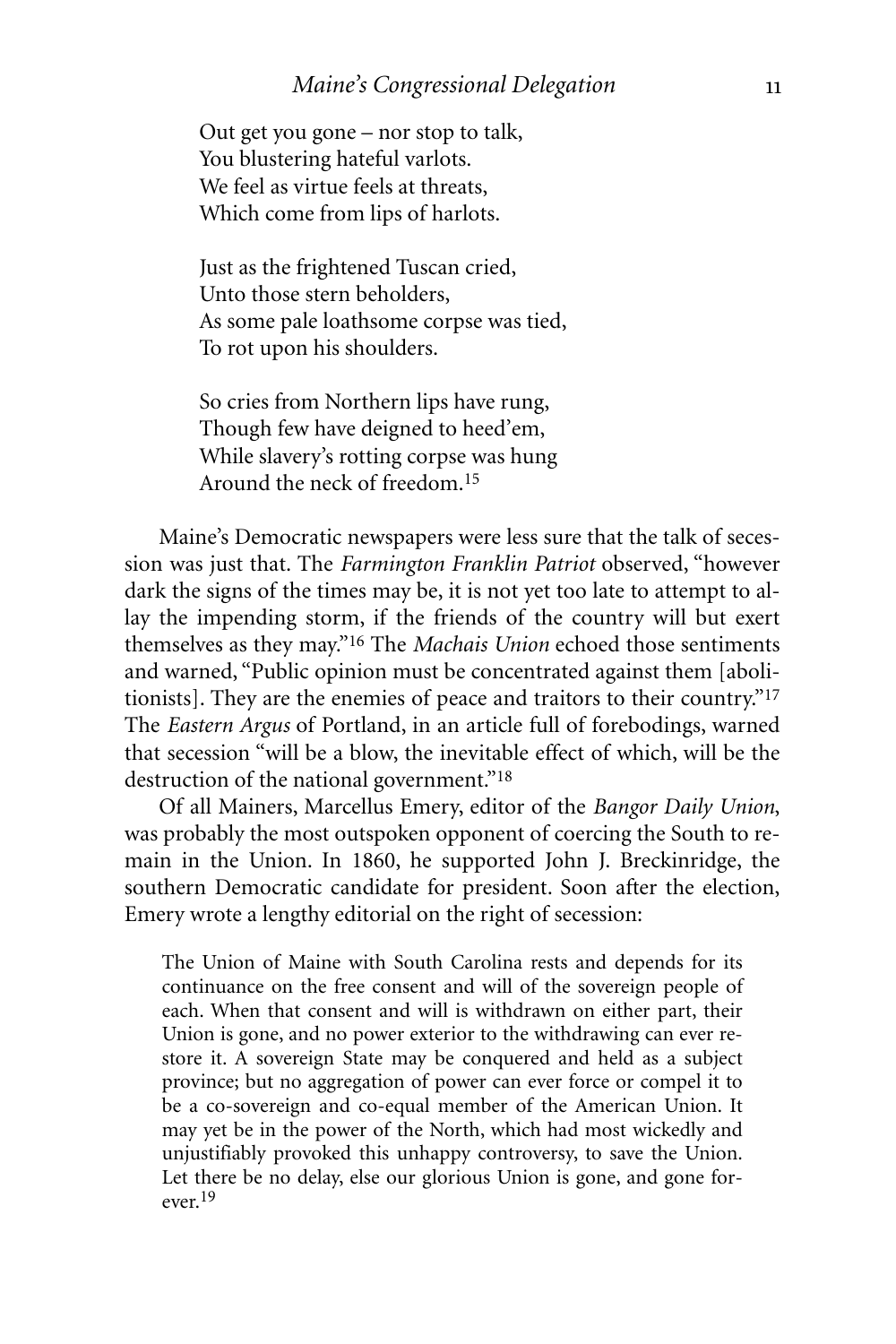Out get you gone – nor stop to talk,
You blustering hateful varlots.
We feel as virtue feels at threats,
Which come from lips of harlots.

Just as the frightened Tuscan cried,
Unto those stern beholders,
As some pale loathsome corpse was tied,
To rot upon his shoulders.

So cries from Northern lips have rung,
Though few have deigned to heed'em,
While slavery's rotting corpse was hung
Around the neck of freedom.[15]

Maine's Democratic newspapers were less sure that the talk of secession was just that. The *Farmington Franklin Patriot* observed, "however dark the signs of the times may be, it is not yet too late to attempt to allay the impending storm, if the friends of the country will but exert themselves as they may."[16] The *Machais Union* echoed those sentiments and warned, "Public opinion must be concentrated against them [abolitionists]. They are the enemies of peace and traitors to their country."[17] The *Eastern Argus* of Portland, in an article full of forebodings, warned that secession "will be a blow, the inevitable effect of which, will be the destruction of the national government."[18]

Of all Mainers, Marcellus Emery, editor of the *Bangor Daily Union*, was probably the most outspoken opponent of coercing the South to remain in the Union. In 1860, he supported John J. Breckinridge, the southern Democratic candidate for president. Soon after the election, Emery wrote a lengthy editorial on the right of secession:

> The Union of Maine with South Carolina rests and depends for its continuance on the free consent and will of the sovereign people of each. When that consent and will is withdrawn on either part, their Union is gone, and no power exterior to the withdrawing can ever restore it. A sovereign State may be conquered and held as a subject province; but no aggregation of power can ever force or compel it to be a co-sovereign and co-equal member of the American Union. It may yet be in the power of the North, which had most wickedly and unjustifiably provoked this unhappy controversy, to save the Union. Let there be no delay, else our glorious Union is gone, and gone forever.[19]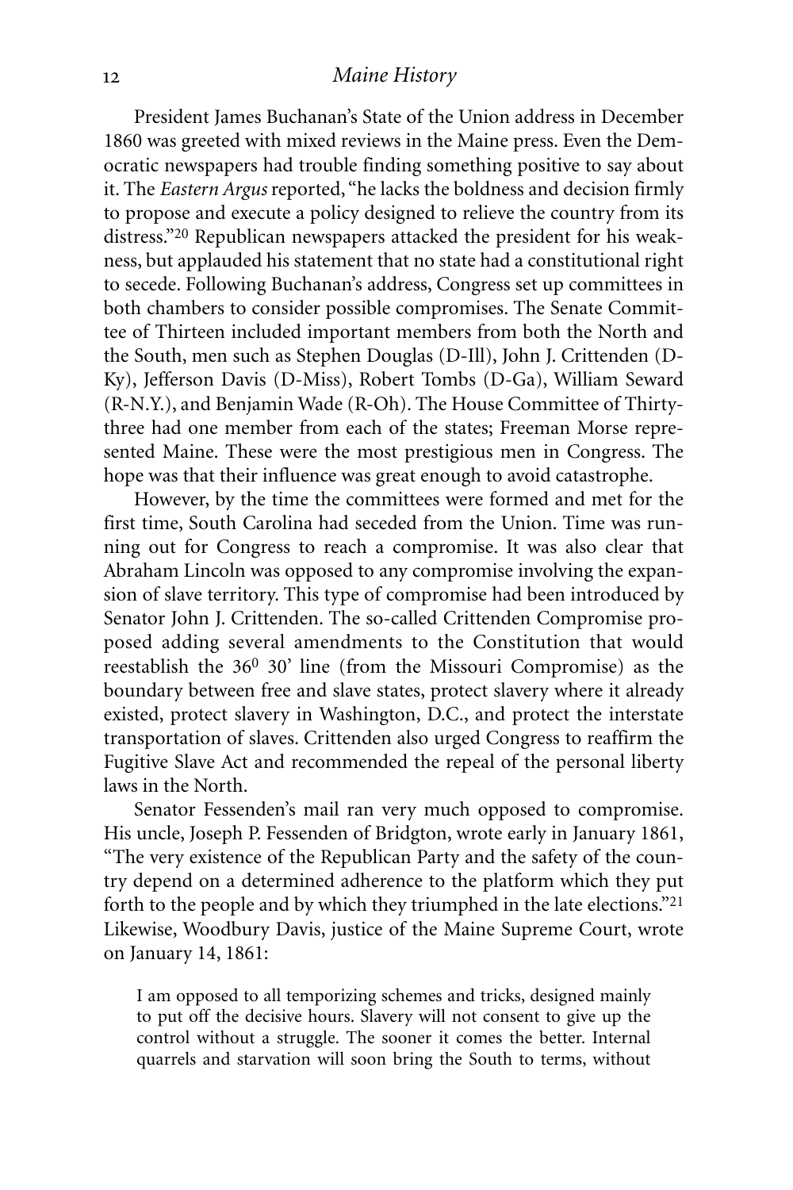President James Buchanan's State of the Union address in December 1860 was greeted with mixed reviews in the Maine press. Even the Democratic newspapers had trouble finding something positive to say about it. The *Eastern Argus* reported, "he lacks the boldness and decision firmly to propose and execute a policy designed to relieve the country from its distress."[20] Republican newspapers attacked the president for his weakness, but applauded his statement that no state had a constitutional right to secede. Following Buchanan's address, Congress set up committees in both chambers to consider possible compromises. The Senate Committee of Thirteen included important members from both the North and the South, men such as Stephen Douglas (D-Ill), John J. Crittenden (D-Ky), Jefferson Davis (D-Miss), Robert Tombs (D-Ga), William Seward (R-N.Y.), and Benjamin Wade (R-Oh). The House Committee of Thirty-three had one member from each of the states; Freeman Morse represented Maine. These were the most prestigious men in Congress. The hope was that their influence was great enough to avoid catastrophe.

However, by the time the committees were formed and met for the first time, South Carolina had seceded from the Union. Time was running out for Congress to reach a compromise. It was also clear that Abraham Lincoln was opposed to any compromise involving the expansion of slave territory. This type of compromise had been introduced by Senator John J. Crittenden. The so-called Crittenden Compromise proposed adding several amendments to the Constitution that would reestablish the $36^0$ 30' line (from the Missouri Compromise) as the boundary between free and slave states, protect slavery where it already existed, protect slavery in Washington, D.C., and protect the interstate transportation of slaves. Crittenden also urged Congress to reaffirm the Fugitive Slave Act and recommended the repeal of the personal liberty laws in the North.

Senator Fessenden's mail ran very much opposed to compromise. His uncle, Joseph P. Fessenden of Bridgton, wrote early in January 1861, "The very existence of the Republican Party and the safety of the country depend on a determined adherence to the platform which they put forth to the people and by which they triumphed in the late elections."[21] Likewise, Woodbury Davis, justice of the Maine Supreme Court, wrote on January 14, 1861:

> I am opposed to all temporizing schemes and tricks, designed mainly to put off the decisive hours. Slavery will not consent to give up the control without a struggle. The sooner it comes the better. Internal quarrels and starvation will soon bring the South to terms, without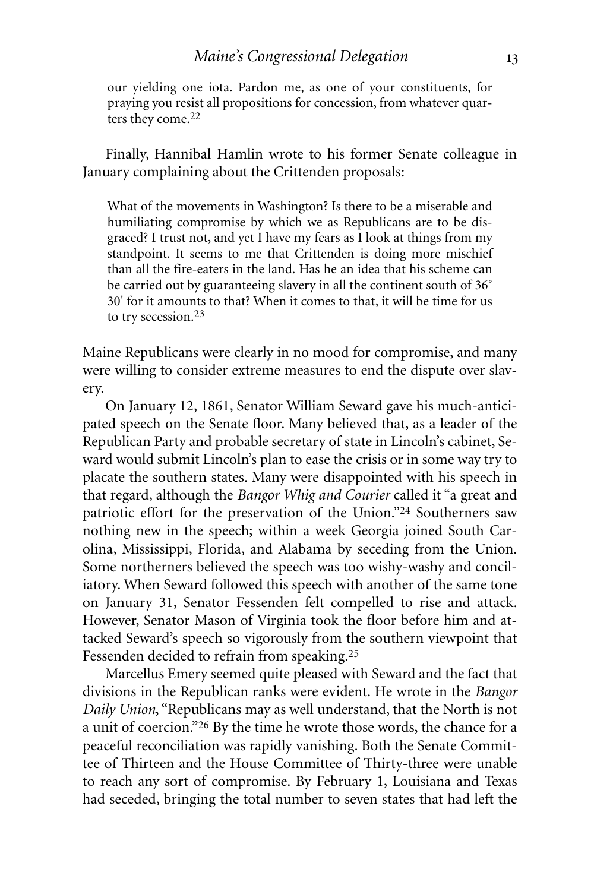> our yielding one iota. Pardon me, as one of your constituents, for praying you resist all propositions for concession, from whatever quarters they come.[22]

Finally, Hannibal Hamlin wrote to his former Senate colleague in January complaining about the Crittenden proposals:

> What of the movements in Washington? Is there to be a miserable and humiliating compromise by which we as Republicans are to be disgraced? I trust not, and yet I have my fears as I look at things from my standpoint. It seems to me that Crittenden is doing more mischief than all the fire-eaters in the land. Has he an idea that his scheme can be carried out by guaranteeing slavery in all the continent south of 36° 30' for it amounts to that? When it comes to that, it will be time for us to try secession.[23]

Maine Republicans were clearly in no mood for compromise, and many were willing to consider extreme measures to end the dispute over slavery.

On January 12, 1861, Senator William Seward gave his much-anticipated speech on the Senate floor. Many believed that, as a leader of the Republican Party and probable secretary of state in Lincoln's cabinet, Seward would submit Lincoln's plan to ease the crisis or in some way try to placate the southern states. Many were disappointed with his speech in that regard, although the *Bangor Whig and Courier* called it "a great and patriotic effort for the preservation of the Union."[24] Southerners saw nothing new in the speech; within a week Georgia joined South Carolina, Mississippi, Florida, and Alabama by seceding from the Union. Some northerners believed the speech was too wishy-washy and conciliatory. When Seward followed this speech with another of the same tone on January 31, Senator Fessenden felt compelled to rise and attack. However, Senator Mason of Virginia took the floor before him and attacked Seward's speech so vigorously from the southern viewpoint that Fessenden decided to refrain from speaking.[25]

Marcellus Emery seemed quite pleased with Seward and the fact that divisions in the Republican ranks were evident. He wrote in the *Bangor Daily Union*, "Republicans may as well understand, that the North is not a unit of coercion."[26] By the time he wrote those words, the chance for a peaceful reconciliation was rapidly vanishing. Both the Senate Committee of Thirteen and the House Committee of Thirty-three were unable to reach any sort of compromise. By February 1, Louisiana and Texas had seceded, bringing the total number to seven states that had left the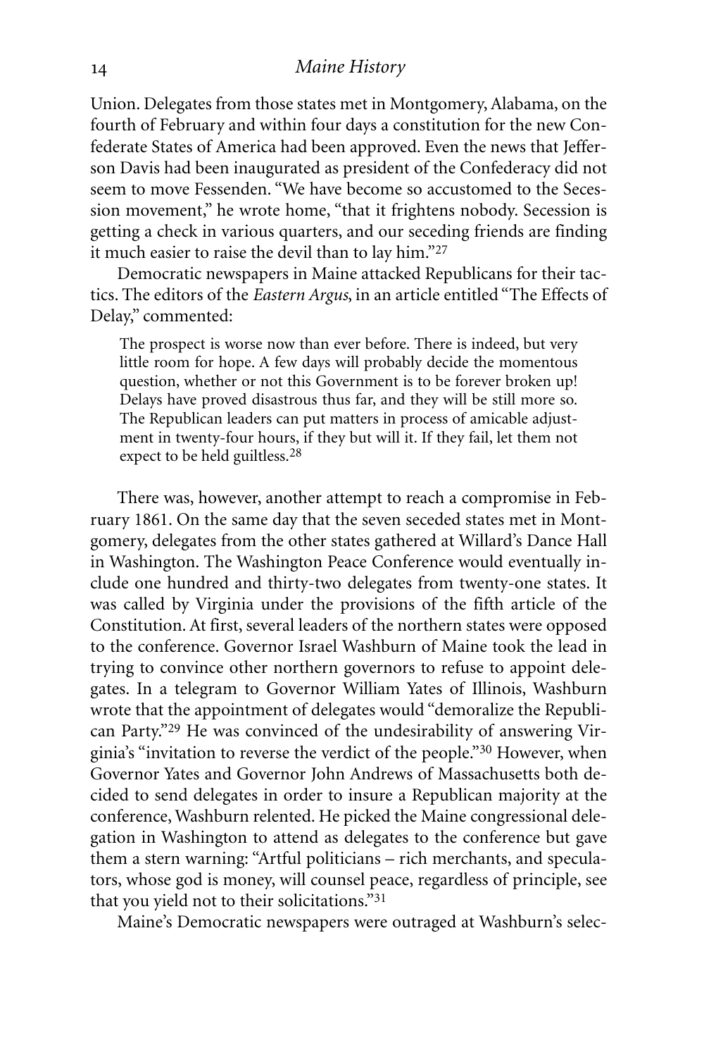Union. Delegates from those states met in Montgomery, Alabama, on the fourth of February and within four days a constitution for the new Confederate States of America had been approved. Even the news that Jefferson Davis had been inaugurated as president of the Confederacy did not seem to move Fessenden. "We have become so accustomed to the Secession movement," he wrote home, "that it frightens nobody. Secession is getting a check in various quarters, and our seceding friends are finding it much easier to raise the devil than to lay him."[27]

Democratic newspapers in Maine attacked Republicans for their tactics. The editors of the *Eastern Argus*, in an article entitled "The Effects of Delay," commented:

> The prospect is worse now than ever before. There is indeed, but very little room for hope. A few days will probably decide the momentous question, whether or not this Government is to be forever broken up! Delays have proved disastrous thus far, and they will be still more so. The Republican leaders can put matters in process of amicable adjustment in twenty-four hours, if they but will it. If they fail, let them not expect to be held guiltless.[28]

There was, however, another attempt to reach a compromise in February 1861. On the same day that the seven seceded states met in Montgomery, delegates from the other states gathered at Willard's Dance Hall in Washington. The Washington Peace Conference would eventually include one hundred and thirty-two delegates from twenty-one states. It was called by Virginia under the provisions of the fifth article of the Constitution. At first, several leaders of the northern states were opposed to the conference. Governor Israel Washburn of Maine took the lead in trying to convince other northern governors to refuse to appoint delegates. In a telegram to Governor William Yates of Illinois, Washburn wrote that the appointment of delegates would "demoralize the Republican Party."[29] He was convinced of the undesirability of answering Virginia's "invitation to reverse the verdict of the people."[30] However, when Governor Yates and Governor John Andrews of Massachusetts both decided to send delegates in order to insure a Republican majority at the conference, Washburn relented. He picked the Maine congressional delegation in Washington to attend as delegates to the conference but gave them a stern warning: "Artful politicians – rich merchants, and speculators, whose god is money, will counsel peace, regardless of principle, see that you yield not to their solicitations."[31]

Maine's Democratic newspapers were outraged at Washburn's selec-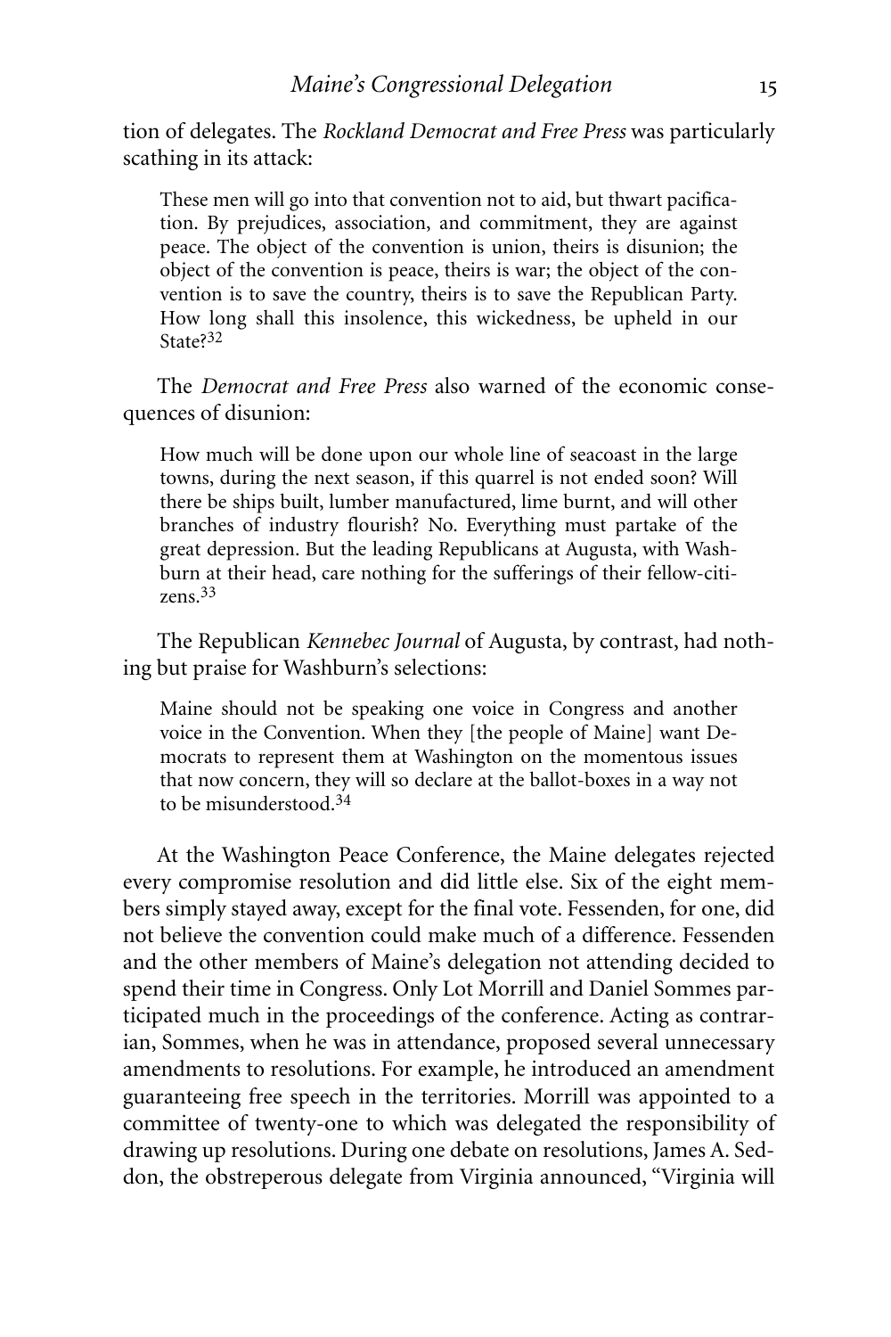tion of delegates. The *Rockland Democrat and Free Press* was particularly scathing in its attack:

> These men will go into that convention not to aid, but thwart pacification. By prejudices, association, and commitment, they are against peace. The object of the convention is union, theirs is disunion; the object of the convention is peace, theirs is war; the object of the convention is to save the country, theirs is to save the Republican Party. How long shall this insolence, this wickedness, be upheld in our State?[32]

The *Democrat and Free Press* also warned of the economic consequences of disunion:

> How much will be done upon our whole line of seacoast in the large towns, during the next season, if this quarrel is not ended soon? Will there be ships built, lumber manufactured, lime burnt, and will other branches of industry flourish? No. Everything must partake of the great depression. But the leading Republicans at Augusta, with Washburn at their head, care nothing for the sufferings of their fellow-citizens.[33]

The Republican *Kennebec Journal* of Augusta, by contrast, had nothing but praise for Washburn's selections:

> Maine should not be speaking one voice in Congress and another voice in the Convention. When they [the people of Maine] want Democrats to represent them at Washington on the momentous issues that now concern, they will so declare at the ballot-boxes in a way not to be misunderstood.[34]

At the Washington Peace Conference, the Maine delegates rejected every compromise resolution and did little else. Six of the eight members simply stayed away, except for the final vote. Fessenden, for one, did not believe the convention could make much of a difference. Fessenden and the other members of Maine's delegation not attending decided to spend their time in Congress. Only Lot Morrill and Daniel Sommes participated much in the proceedings of the conference. Acting as contrarian, Sommes, when he was in attendance, proposed several unnecessary amendments to resolutions. For example, he introduced an amendment guaranteeing free speech in the territories. Morrill was appointed to a committee of twenty-one to which was delegated the responsibility of drawing up resolutions. During one debate on resolutions, James A. Seddon, the obstreperous delegate from Virginia announced, "Virginia will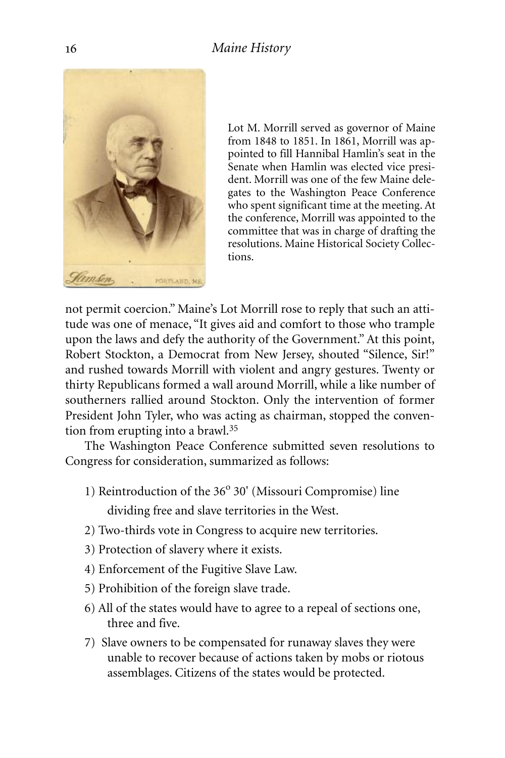Lot M. Morrill served as governor of Maine from 1848 to 1851. In 1861, Morrill was appointed to fill Hannibal Hamlin's seat in the Senate when Hamlin was elected vice president. Morrill was one of the few Maine delegates to the Washington Peace Conference who spent significant time at the meeting. At the conference, Morrill was appointed to the committee that was in charge of drafting the resolutions. Maine Historical Society Collections.

not permit coercion." Maine's Lot Morrill rose to reply that such an attitude was one of menace, "It gives aid and comfort to those who trample upon the laws and defy the authority of the Government." At this point, Robert Stockton, a Democrat from New Jersey, shouted "Silence, Sir!" and rushed towards Morrill with violent and angry gestures. Twenty or thirty Republicans formed a wall around Morrill, while a like number of southerners rallied around Stockton. Only the intervention of former President John Tyler, who was acting as chairman, stopped the convention from erupting into a brawl.[35]

The Washington Peace Conference submitted seven resolutions to Congress for consideration, summarized as follows:

1) Reintroduction of the 36° 30' (Missouri Compromise) line dividing free and slave territories in the West.
2) Two-thirds vote in Congress to acquire new territories.
3) Protection of slavery where it exists.
4) Enforcement of the Fugitive Slave Law.
5) Prohibition of the foreign slave trade.
6) All of the states would have to agree to a repeal of sections one, three and five.
7) Slave owners to be compensated for runaway slaves they were unable to recover because of actions taken by mobs or riotous assemblages. Citizens of the states would be protected.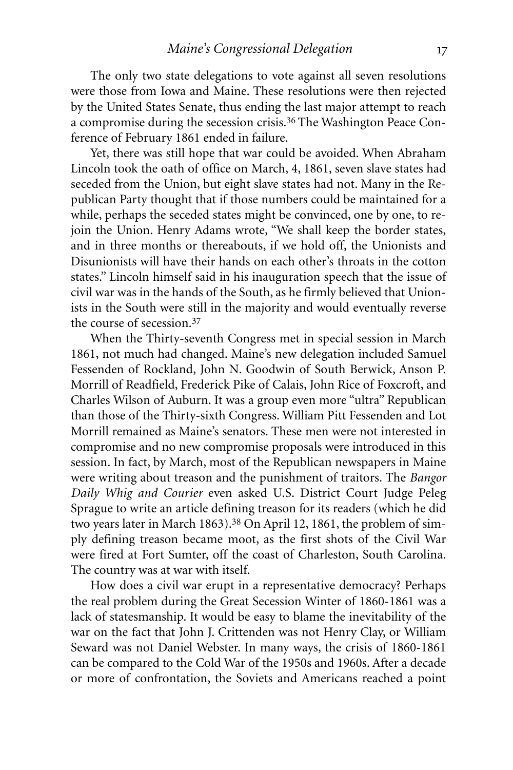The only two state delegations to vote against all seven resolutions were those from Iowa and Maine. These resolutions were then rejected by the United States Senate, thus ending the last major attempt to reach a compromise during the secession crisis.[36] The Washington Peace Conference of February 1861 ended in failure.

Yet, there was still hope that war could be avoided. When Abraham Lincoln took the oath of office on March, 4, 1861, seven slave states had seceded from the Union, but eight slave states had not. Many in the Republican Party thought that if those numbers could be maintained for a while, perhaps the seceded states might be convinced, one by one, to rejoin the Union. Henry Adams wrote, "We shall keep the border states, and in three months or thereabouts, if we hold off, the Unionists and Disunionists will have their hands on each other's throats in the cotton states." Lincoln himself said in his inauguration speech that the issue of civil war was in the hands of the South, as he firmly believed that Unionists in the South were still in the majority and would eventually reverse the course of secession.[37]

When the Thirty-seventh Congress met in special session in March 1861, not much had changed. Maine's new delegation included Samuel Fessenden of Rockland, John N. Goodwin of South Berwick, Anson P. Morrill of Readfield, Frederick Pike of Calais, John Rice of Foxcroft, and Charles Wilson of Auburn. It was a group even more "ultra" Republican than those of the Thirty-sixth Congress. William Pitt Fessenden and Lot Morrill remained as Maine's senators. These men were not interested in compromise and no new compromise proposals were introduced in this session. In fact, by March, most of the Republican newspapers in Maine were writing about treason and the punishment of traitors. The *Bangor Daily Whig and Courier* even asked U.S. District Court Judge Peleg Sprague to write an article defining treason for its readers (which he did two years later in March 1863).[38] On April 12, 1861, the problem of simply defining treason became moot, as the first shots of the Civil War were fired at Fort Sumter, off the coast of Charleston, South Carolina. The country was at war with itself.

How does a civil war erupt in a representative democracy? Perhaps the real problem during the Great Secession Winter of 1860-1861 was a lack of statesmanship. It would be easy to blame the inevitability of the war on the fact that John J. Crittenden was not Henry Clay, or William Seward was not Daniel Webster. In many ways, the crisis of 1860-1861 can be compared to the Cold War of the 1950s and 1960s. After a decade or more of confrontation, the Soviets and Americans reached a point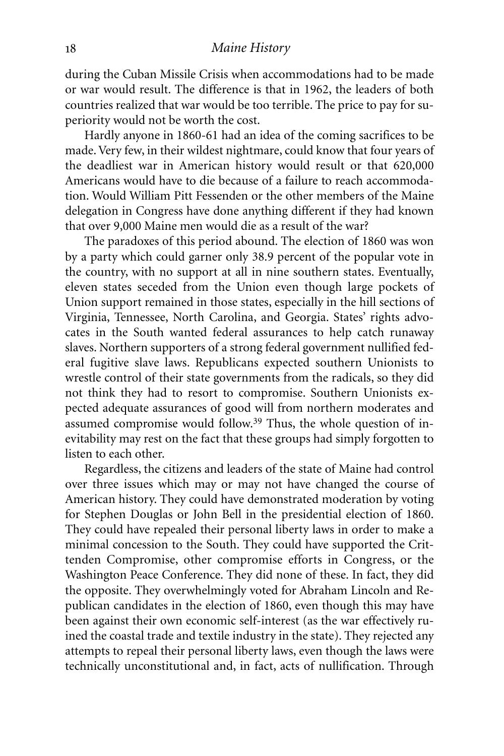during the Cuban Missile Crisis when accommodations had to be made or war would result. The difference is that in 1962, the leaders of both countries realized that war would be too terrible. The price to pay for superiority would not be worth the cost.

Hardly anyone in 1860-61 had an idea of the coming sacrifices to be made. Very few, in their wildest nightmare, could know that four years of the deadliest war in American history would result or that 620,000 Americans would have to die because of a failure to reach accommodation. Would William Pitt Fessenden or the other members of the Maine delegation in Congress have done anything different if they had known that over 9,000 Maine men would die as a result of the war?

The paradoxes of this period abound. The election of 1860 was won by a party which could garner only 38.9 percent of the popular vote in the country, with no support at all in nine southern states. Eventually, eleven states seceded from the Union even though large pockets of Union support remained in those states, especially in the hill sections of Virginia, Tennessee, North Carolina, and Georgia. States' rights advocates in the South wanted federal assurances to help catch runaway slaves. Northern supporters of a strong federal government nullified federal fugitive slave laws. Republicans expected southern Unionists to wrestle control of their state governments from the radicals, so they did not think they had to resort to compromise. Southern Unionists expected adequate assurances of good will from northern moderates and assumed compromise would follow.[39] Thus, the whole question of inevitability may rest on the fact that these groups had simply forgotten to listen to each other.

Regardless, the citizens and leaders of the state of Maine had control over three issues which may or may not have changed the course of American history. They could have demonstrated moderation by voting for Stephen Douglas or John Bell in the presidential election of 1860. They could have repealed their personal liberty laws in order to make a minimal concession to the South. They could have supported the Crittenden Compromise, other compromise efforts in Congress, or the Washington Peace Conference. They did none of these. In fact, they did the opposite. They overwhelmingly voted for Abraham Lincoln and Republican candidates in the election of 1860, even though this may have been against their own economic self-interest (as the war effectively ruined the coastal trade and textile industry in the state). They rejected any attempts to repeal their personal liberty laws, even though the laws were technically unconstitutional and, in fact, acts of nullification. Through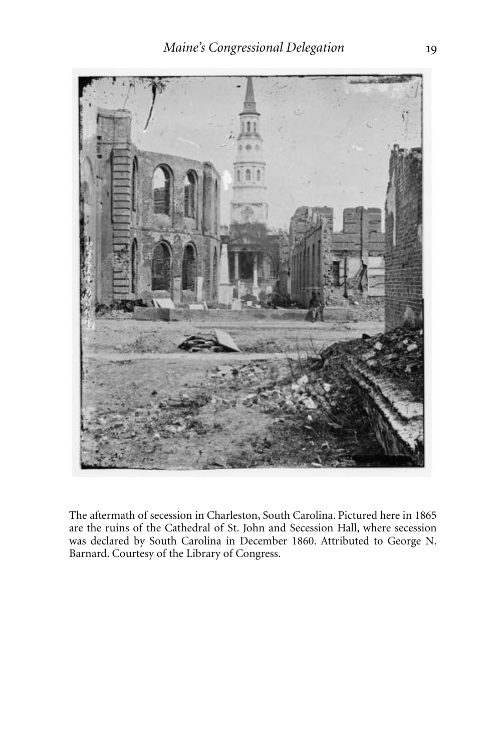The aftermath of secession in Charleston, South Carolina. Pictured here in 1865 are the ruins of the Cathedral of St. John and Secession Hall, where secession was declared by South Carolina in December 1860. Attributed to George N. Barnard. Courtesy of the Library of Congress.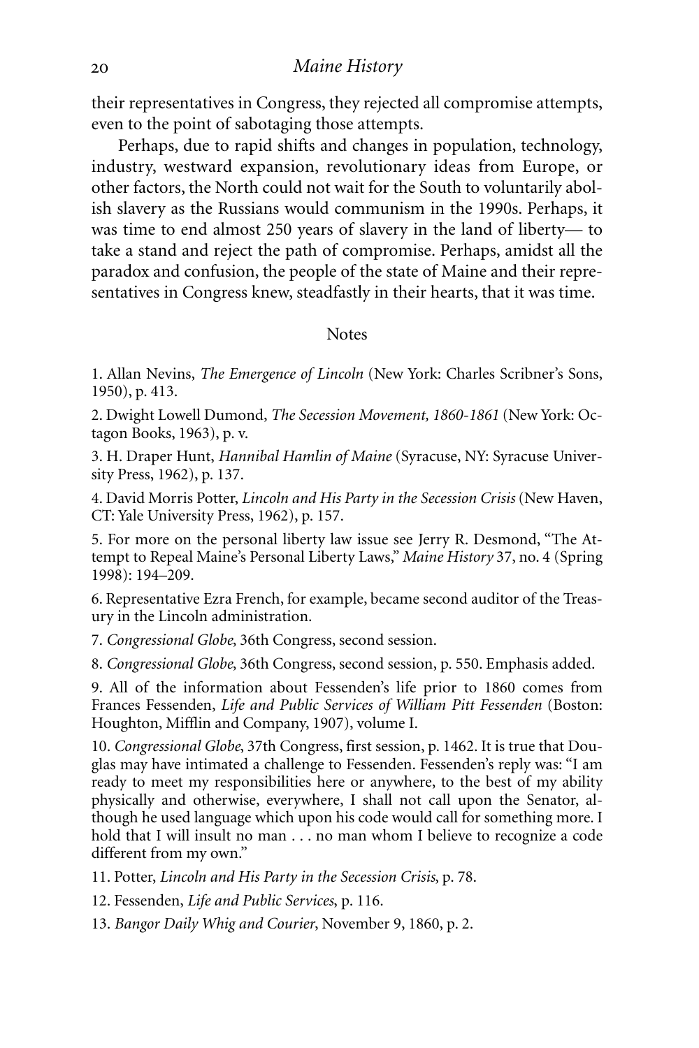their representatives in Congress, they rejected all compromise attempts, even to the point of sabotaging those attempts.

Perhaps, due to rapid shifts and changes in population, technology, industry, westward expansion, revolutionary ideas from Europe, or other factors, the North could not wait for the South to voluntarily abolish slavery as the Russians would communism in the 1990s. Perhaps, it was time to end almost 250 years of slavery in the land of liberty— to take a stand and reject the path of compromise. Perhaps, amidst all the paradox and confusion, the people of the state of Maine and their representatives in Congress knew, steadfastly in their hearts, that it was time.

## Notes

1. Allan Nevins, *The Emergence of Lincoln* (New York: Charles Scribner's Sons, 1950), p. 413.

2. Dwight Lowell Dumond, *The Secession Movement, 1860-1861* (New York: Octagon Books, 1963), p. v.

3. H. Draper Hunt, *Hannibal Hamlin of Maine* (Syracuse, NY: Syracuse University Press, 1962), p. 137.

4. David Morris Potter, *Lincoln and His Party in the Secession Crisis* (New Haven, CT: Yale University Press, 1962), p. 157.

5. For more on the personal liberty law issue see Jerry R. Desmond, "The Attempt to Repeal Maine's Personal Liberty Laws," *Maine History* 37, no. 4 (Spring 1998): 194–209.

6. Representative Ezra French, for example, became second auditor of the Treasury in the Lincoln administration.

7. *Congressional Globe*, 36th Congress, second session.

8. *Congressional Globe*, 36th Congress, second session, p. 550. Emphasis added.

9. All of the information about Fessenden's life prior to 1860 comes from Frances Fessenden, *Life and Public Services of William Pitt Fessenden* (Boston: Houghton, Mifflin and Company, 1907), volume I.

10. *Congressional Globe*, 37th Congress, first session, p. 1462. It is true that Douglas may have intimated a challenge to Fessenden. Fessenden's reply was: "I am ready to meet my responsibilities here or anywhere, to the best of my ability physically and otherwise, everywhere, I shall not call upon the Senator, although he used language which upon his code would call for something more. I hold that I will insult no man . . . no man whom I believe to recognize a code different from my own."

11. Potter, *Lincoln and His Party in the Secession Crisis*, p. 78.

12. Fessenden, *Life and Public Services*, p. 116.

13. *Bangor Daily Whig and Courier*, November 9, 1860, p. 2.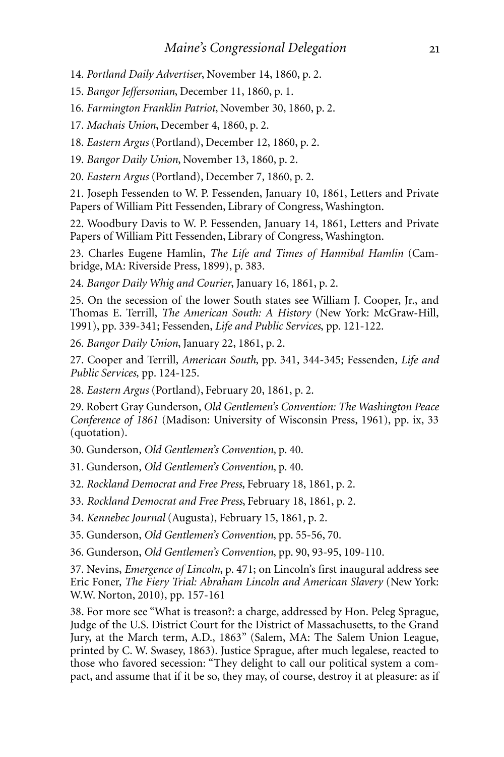14. *Portland Daily Advertiser*, November 14, 1860, p. 2.

15. *Bangor Jeffersonian*, December 11, 1860, p. 1.

16. *Farmington Franklin Patriot*, November 30, 1860, p. 2.

17. *Machais Union*, December 4, 1860, p. 2.

18. *Eastern Argus* (Portland), December 12, 1860, p. 2.

19. *Bangor Daily Union*, November 13, 1860, p. 2.

20. *Eastern Argus* (Portland), December 7, 1860, p. 2.

21. Joseph Fessenden to W. P. Fessenden, January 10, 1861, Letters and Private Papers of William Pitt Fessenden, Library of Congress, Washington.

22. Woodbury Davis to W. P. Fessenden, January 14, 1861, Letters and Private Papers of William Pitt Fessenden, Library of Congress, Washington.

23. Charles Eugene Hamlin, *The Life and Times of Hannibal Hamlin* (Cambridge, MA: Riverside Press, 1899), p. 383.

24. *Bangor Daily Whig and Courier*, January 16, 1861, p. 2.

25. On the secession of the lower South states see William J. Cooper, Jr., and Thomas E. Terrill, *The American South: A History* (New York: McGraw-Hill, 1991), pp. 339-341; Fessenden, *Life and Public Services*, pp. 121-122.

26. *Bangor Daily Union*, January 22, 1861, p. 2.

27. Cooper and Terrill, *American South*, pp. 341, 344-345; Fessenden, *Life and Public Services*, pp. 124-125.

28. *Eastern Argus* (Portland), February 20, 1861, p. 2.

29. Robert Gray Gunderson, *Old Gentlemen's Convention: The Washington Peace Conference of 1861* (Madison: University of Wisconsin Press, 1961), pp. ix, 33 (quotation).

30. Gunderson, *Old Gentlemen's Convention*, p. 40.

31. Gunderson, *Old Gentlemen's Convention*, p. 40.

32. *Rockland Democrat and Free Press*, February 18, 1861, p. 2.

33. *Rockland Democrat and Free Press*, February 18, 1861, p. 2.

34. *Kennebec Journal* (Augusta), February 15, 1861, p. 2.

35. Gunderson, *Old Gentlemen's Convention*, pp. 55-56, 70.

36. Gunderson, *Old Gentlemen's Convention*, pp. 90, 93-95, 109-110.

37. Nevins, *Emergence of Lincoln*, p. 471; on Lincoln's first inaugural address see Eric Foner, *The Fiery Trial: Abraham Lincoln and American Slavery* (New York: W.W. Norton, 2010), pp. 157-161

38. For more see "What is treason?: a charge, addressed by Hon. Peleg Sprague, Judge of the U.S. District Court for the District of Massachusetts, to the Grand Jury, at the March term, A.D., 1863" (Salem, MA: The Salem Union League, printed by C. W. Swasey, 1863). Justice Sprague, after much legalese, reacted to those who favored secession: "They delight to call our political system a compact, and assume that if it be so, they may, of course, destroy it at pleasure: as if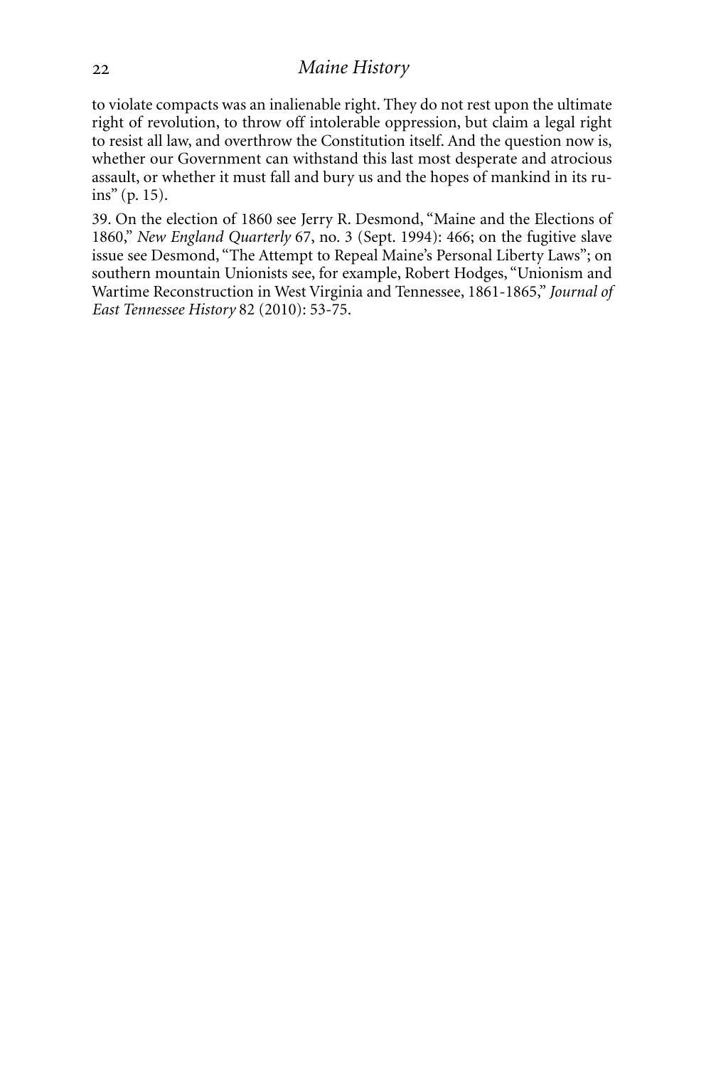to violate compacts was an inalienable right. They do not rest upon the ultimate right of revolution, to throw off intolerable oppression, but claim a legal right to resist all law, and overthrow the Constitution itself. And the question now is, whether our Government can withstand this last most desperate and atrocious assault, or whether it must fall and bury us and the hopes of mankind in its ruins" (p. 15).

39. On the election of 1860 see Jerry R. Desmond, "Maine and the Elections of 1860," *New England Quarterly* 67, no. 3 (Sept. 1994): 466; on the fugitive slave issue see Desmond, "The Attempt to Repeal Maine's Personal Liberty Laws"; on southern mountain Unionists see, for example, Robert Hodges, "Unionism and Wartime Reconstruction in West Virginia and Tennessee, 1861-1865," *Journal of East Tennessee History* 82 (2010): 53-75.